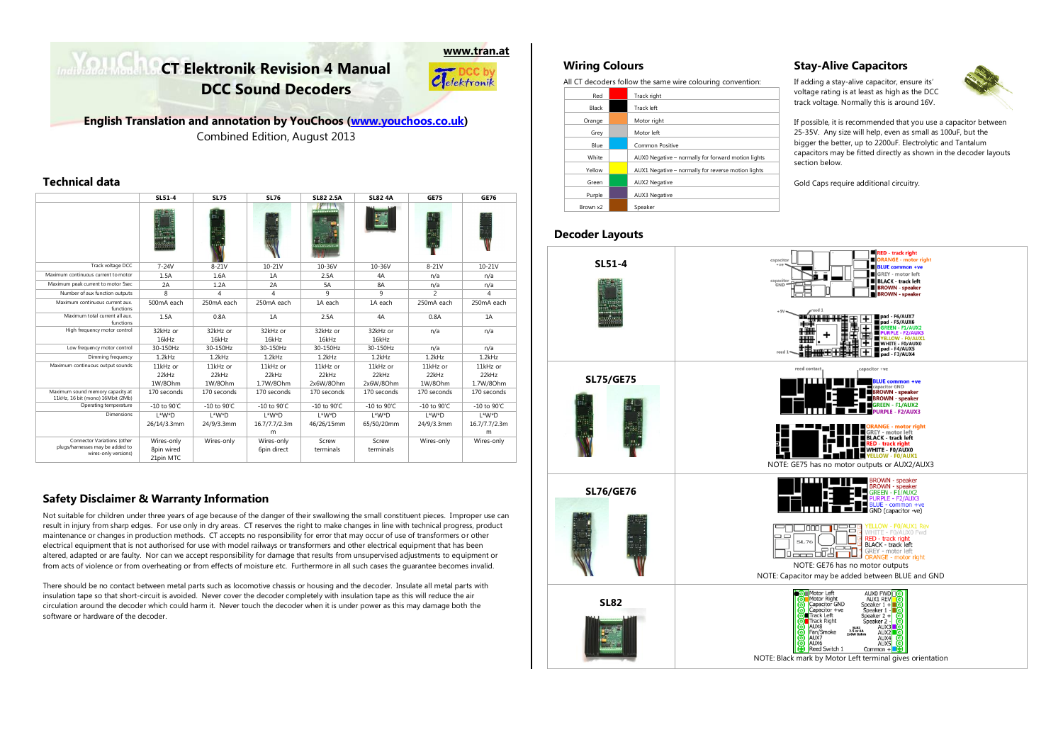www.tran.at

# CT Elektronik Revision 4 Manual DCC Sound Decoders

**English Translation and annotation by YouChoos (www.youchoos.co.uk)**

Combined Edition, August 2013

## Technical data

| | SL51-4 | SL75 | SL76 | SL82 2.5A | SL82 4A | GE75 | GE76 |
|---|---|---|---|---|---|---|---|
| Track voltage DCC | 7-24V | 8-21V | 10-21V | 10-36V | 10-36V | 8-21V | 10-21V |
| Maximum continuous current to motor | 1.5A | 1.6A | 1A | 2.5A | 4A | n/a | n/a |
| Maximum peak current to motor 5sec | 2A | 1.2A | 2A | 5A | 8A | n/a | n/a |
| Number of aux function outputs | 8 | 4 | 4 | 9 | 9 | 2 | 4 |
| Maximum continuous current aux. functions | 500mA each | 250mA each | 250mA each | 1A each | 1A each | 250mA each | 250mA each |
| Maximum total current all aux. functions | 1.5A | 0.8A | 1A | 2.5A | 4A | 0.8A | 1A |
| High frequency motor control | 32kHz or 16kHz | 32kHz or 16kHz | 32kHz or 16kHz | 32kHz or 16kHz | 32kHz or 16kHz | n/a | n/a |
| Low frequency motor control | 30-150Hz | 30-150Hz | 30-150Hz | 30-150Hz | 30-150Hz | n/a | n/a |
| Dimming frequency | 1.2kHz | 1.2kHz | 1.2kHz | 1.2kHz | 1.2kHz | 1.2kHz | 1.2kHz |
| Maximum continuous output sounds | 11kHz or 22kHz 1W/8Ohm | 11kHz or 22kHz 1W/8Ohm | 11kHz or 22kHz 1.7W/8Ohm | 11kHz or 22kHz 2x6W/8Ohm | 11kHz or 22kHz 2x6W/8Ohm | 11kHz or 22kHz 1W/8Ohm | 11kHz or 22kHz 1.7W/8Ohm |
| Maximum sound memory capacity at 11kHz, 16 bit (mono) 16Mbit (2Mb) | 170 seconds | 170 seconds | 170 seconds | 170 seconds | 170 seconds | 170 seconds | 170 seconds |
| Operating temperature | -10 to 90°C | -10 to 90°C | -10 to 90°C | -10 to 90°C | -10 to 90°C | -10 to 90°C | -10 to 90°C |
| Dimensions | L*W*D 26/14/3.3mm | L*W*D 24/9/3.3mm | L*W*D 16.7/7.7/2.3mm | L*W*D 46/26/15mm | L*W*D 65/50/20mm | L*W*D 24/9/3.3mm | L*W*D 16.7/7.7/2.3mm |
| Connector Variations (other plugs/harnesses may be added to wires-only versions) | Wires-only 8pin wired 21pin MTC | Wires-only | Wires-only 6pin direct | Screw terminals | Screw terminals | Wires-only | Wires-only |

## Safety Disclaimer & Warranty Information

Not suitable for children under three years of age because of the danger of their swallowing the small constituent pieces. Improper use can result in injury from sharp edges. For use only in dry areas. CT reserves the right to make changes in line with technical progress, product maintenance or changes in production methods. CT accepts no responsibility for error that may occur of use of transformers or other electrical equipment that is not authorised for use with model railways or transformers and other electrical equipment that has been altered, adapted or are faulty. Nor can we accept responsibility for damage that results from unsupervised adjustments to equipment or from acts of violence or from overheating or from effects of moisture etc. Furthermore in all such cases the guarantee becomes invalid.

There should be no contact between metal parts such as locomotive chassis or housing and the decoder. Insulate all metal parts with insulation tape so that short-circuit is avoided. Never cover the decoder completely with insulation tape as this will reduce the air circulation around the decoder which could harm it. Never touch the decoder when it is under power as this may damage both the software or hardware of the decoder.

## Wiring Colours

All CT decoders follow the same wire colouring convention:

| Colour | Function |
|---|---|
| Red | Track right |
| Black | Track left |
| Orange | Motor right |
| Grey | Motor left |
| Blue | Common Positive |
| White | AUX0 Negative – normally for forward motion lights |
| Yellow | AUX1 Negative – normally for reverse motion lights |
| Green | AUX2 Negative |
| Purple | AUX3 Negative |
| Brown x2 | Speaker |

## Stay-Alive Capacitors

If adding a stay-alive capacitor, ensure its' voltage rating is at least as high as the DCC track voltage. Normally this is around 16V.

If possible, it is recommended that you use a capacitor between 25-35V. Any size will help, even as small as 100uF, but the bigger the better, up to 2200uF. Electrolytic and Tantalum capacitors may be fitted directly as shown in the decoder layouts section below.

Gold Caps require additional circuitry.

## Decoder Layouts

### SL51-4

capacitor +ve; capacitor GND

RED - track right; ORANGE - motor right; BLUE common +ve; GREY - motor left; BLACK - track left; BROWN - speaker; BROWN - speaker

+5V; reed 1; reed 1

pad - F6/AUX7; pad - F5/AUX6; GREEN - F1/AUX2; PURPLE - F2/AUX3; YELLOW - F0/AUX1; WHITE - F0/AUX0; pad - F4/AUX5; pad - F3/AUX4

### SL75/GE75

reed contact; capacitor +ve

BLUE common +ve; capacitor GND; BROWN - speaker; BROWN - speaker; GREEN - F1/AUX2; PURPLE - F2/AUX3

ORANGE - motor right; GREY - motor left; BLACK - track left; RED - track right; WHITE - F0/AUX0; YELLOW - F0/AUX1

NOTE: GE75 has no motor outputs or AUX2/AUX3

### SL76/GE76

BROWN - speaker; BROWN - speaker; GREEN - F1/AUX2; PURPLE - F2/AUX3; BLUE - common +ve; GND (capacitor -ve)

YELLOW - F0/AUX1 Rev; WHITE - F0/AUX0 Fwd; RED - track right; BLACK - track left; GREY - motor left; ORANGE - motor right

NOTE: GE76 has no motor outputs

NOTE: Capacitor may be added between BLUE and GND

### SL82

Motor Left; Motor Right; Capacitor GND; Capacitor +ve; Track Left; Track Right; AUX8; Fan/Smoke; AUX7; AUX6; Reed Switch 1

AUX0 FWD; AUX1 REV; Speaker 1 +; Speaker 1 -; Speaker 2 +; Speaker 2 -; AUX3; AUX2; AUX4; AUX5; Common +

NOTE: Black mark by Motor Left terminal gives orientation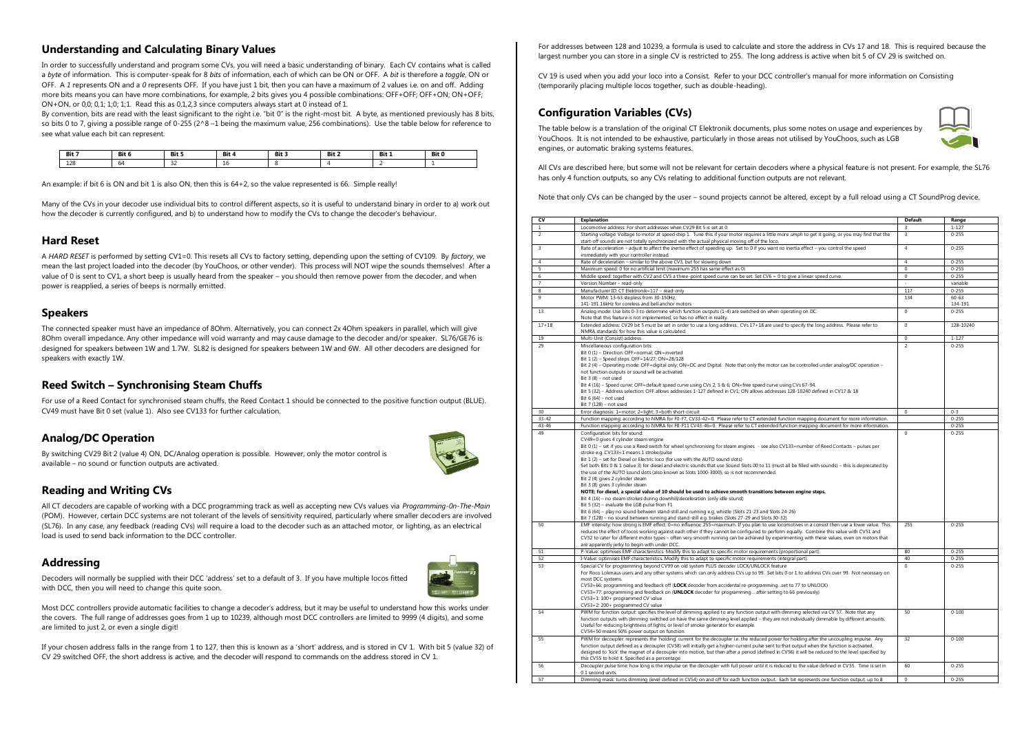## Understanding and Calculating Binary Values

In order to successfully understand and program some CVs, you will need a basic understanding of binary. Each CV contains what is called a *byte* of information. This is computer-speak for 8 *bits* of information, each of which can be ON or OFF. A *bit* is therefore a *toggle*, ON or OFF. A *1* represents ON and a *0* represents OFF. If you have just 1 bit, then you can have a maximum of 2 values i.e. on and off. Adding more bits means you can have more combinations, for example, 2 bits gives you 4 possible combinations: OFF+OFF; OFF+ON; ON+OFF; ON+ON, or 0,0; 0,1; 1,0; 1,1. Read this as 0,1,2,3 since computers always start at 0 instead of 1.

By convention, bits are read with the least significant to the right i.e. "bit 0" is the right-most bit. A byte, as mentioned previously has 8 bits, so bits 0 to 7, giving a possible range of 0-255 ($2^8 - 1$ being the maximum value, 256 combinations). Use the table below for reference to see what value each bit can represent.

| Bit 7 | Bit 6 | Bit 5 | Bit 4 | Bit 3 | Bit 2 | Bit 1 | Bit 0 |
|---|---|---|---|---|---|---|---|
| 128 | 64 | 32 | 16 | 8 | 4 | 2 | 1 |

An example: if bit 6 is ON and bit 1 is also ON, then this is 64+2, so the value represented is 66. Simple really!

Many of the CVs in your decoder use individual bits to control different aspects, so it is useful to understand binary in order to a) work out how the decoder is currently configured, and b) to understand how to modify the CVs to change the decoder's behaviour.

## Hard Reset

A *HARD RESET* is performed by setting CV1=0. This resets all CVs to factory setting, depending upon the setting of CV109. By *factory*, we mean the last project loaded into the decoder (by YouChoos, or other vender). This process will NOT wipe the sounds themselves! After a value of 0 is sent to CV1, a short beep is usually heard from the speaker – you should then remove power from the decoder, and when power is reapplied, a series of beeps is normally emitted.

## Speakers

The connected speaker must have an impedance of 8Ohm. Alternatively, you can connect 2x 4Ohm speakers in parallel, which will give 8Ohm overall impedance. Any other impedance will void warranty and may cause damage to the decoder and/or speaker. SL76/GE76 is designed for speakers between 1W and 1.7W. SL82 is designed for speakers between 1W and 6W. All other decoders are designed for speakers with exactly 1W.

## Reed Switch – Synchronising Steam Chuffs

For use of a Reed Contact for synchronised steam chuffs, the Reed Contact 1 should be connected to the positive function output (BLUE). CV49 must have Bit 0 set (value 1). Also see CV133 for further calculation.

## Analog/DC Operation

By switching CV29 Bit 2 (value 4) ON, DC/Analog operation is possible. However, only the motor control is available – no sound or function outputs are activated.

## Reading and Writing CVs

All CT decoders are capable of working with a DCC programming track as well as accepting new CVs values via *Programming-On-The-Main* (POM). However, certain DCC systems are not tolerant of the levels of sensitivity required, particularly where smaller decoders are involved (SL76). In any case, any feedback (reading CVs) will require a load to the decoder such as an attached motor, or lighting, as an electrical load is used to send back information to the DCC controller.

## Addressing

Decoders will normally be supplied with their DCC 'address' set to a default of 3. If you have multiple locos fitted with DCC, then you will need to change this quite soon.

Most DCC controllers provide automatic facilities to change a decoder's address, but it may be useful to understand how this works under the covers. The full range of addresses goes from 1 up to 10239, although most DCC controllers are limited to 9999 (4 digits), and some are limited to just 2, or even a single digit!

If your chosen address falls in the range from 1 to 127, then this is known as a 'short' address, and is stored in CV 1. With bit 5 (value 32) of CV 29 switched OFF, the short address is active, and the decoder will respond to commands on the address stored in CV 1.

For addresses between 128 and 10239, a formula is used to calculate and store the address in CVs 17 and 18. This is required because the largest number you can store in a single CV is restricted to 255. The long address is active when bit 5 of CV 29 is switched on.

CV 19 is used when you add your loco into a Consist. Refer to your DCC controller's manual for more information on Consisting (temporarily placing multiple locos together, such as double-heading).

## Configuration Variables (CVs)

The table below is a translation of the original CT Elektronik documents, plus some notes on usage and experiences by YouChoos. It is not intended to be exhaustive, particularly in those areas not utilised by YouChoos, such as LGB engines, or automatic braking systems features.

All CVs are described here, but some will not be relevant for certain decoders where a physical feature is not present. For example, the SL76 has only 4 function outputs, so any CVs relating to additional function outputs are not relevant.

Note that only CVs can be changed by the user – sound projects cannot be altered, except by a full reload using a CT SoundProg device.

| CV | Explanation | Default | Range |
|---|---|---|---|
| 1 | Locomotive address: For short addresses when CV29 Bit 5 is set at 0. | 3 | 1-127 |
| 2 | Starting voltage: Voltage to motor at speed step 1. Tune this if your motor requires a little more *umph* to get it going, or you may find that the start-off sounds are not totally synchronized with the actual physical moving off of the loco. | 3 | 0-255 |
| 3 | Rate of acceleration – adjust to affect the inertia effect of speeding up. Set to 0 if you want no inertia effect – you control the speed immediately with your controller instead. | 4 | 0-255 |
| 4 | Rate of deceleration – similar to the above CV3, but for slowing down | 4 | 0-255 |
| 5 | Maximum speed: 0 for no artificial limit (maximum 255 has same effect as 0) | 0 | 0-255 |
| 6 | Middle speed: together with CV2 and CV5 a three-point speed curve can be set. Set CV6 = 0 to give a linear speed curve. | 0 | 0-255 |
| 7 | Version Number – read-only | - | variable |
| 8 | Manufacturer ID: CT Elektronik=117 – read-only | 117 | 0-255 |
| 9 | Motor PWM: 13-63 stepless from 30-150Hz,<br>141-191 16kHz for coreless and bell anchor motors | 134 | 60-63<br>134-191 |
| 13 | Analog mode: Use bits 0-3 to determine which function outputs (1-4) are switched on when operating on DC.<br>Note that this feature is not implemented, so has no effect in reality. | 0 | 0-255 |
| 17+18 | Extended address: CV29 bit 5 must be set in order to use a long address. CVs 17+18 are used to specify the long address. Please refer to NMRA standards for how this value is calculated. | 0 | 128-10240 |
| 19 | Multi-Unit (Consist) address | 0 | 1-127 |
| 29 | Miscellaneous configuration bits:<br>Bit 0 (1) – Direction: OFF=normal; ON=inverted<br>Bit 1 (2) – Speed steps: OFF=14/27; ON=28/128<br>Bit 2 (4) – Operating mode: OFF=digital only; ON=DC and Digital. Note that only the motor can be controlled under analog/DC operation – not function outputs or sound will be activated.<br>Bit 3 (8) – not used<br>Bit 4 (16) – Speed curve: OFF=default speed curve using CVs 2, 5 & 6; ON=free speed curve using CVs 67-94.<br>Bit 5 (32) – Address selection: OFF allows addresses 1-127 defined in CV1; ON allows addresses 128-10240 defined in CV17 & 18<br>Bit 6 (64) – not used<br>Bit 7 (128) – not used | 2 | 0-255 |
| 30 | Error diagnosis: 1=motor; 2=light; 3=both short-circuit | 0 | 0-3 |
| 33-42 | Function mapping: according to NMRA for F0-F7, CV33-42=0. Please refer to CT extended function mapping document for more information. | | 0-255 |
| 43-46 | Function mapping: according to NMRA for F8-F11 CV43-46=0. Please refer to CT extended function mapping document for more information. | | 0-255 |
| 49 | Configuration bits for sound:<br>CV49=0 gives 4 cylinder steam engine<br>Bit 0 (1) – set if you use a Reed switch for wheel synchronising for steam engines - see also CV133=number of Reed Contacts – pulses per stroke e.g. CV133=1 means 1 stroke/pulse<br>Bit 1 (2) – set for Diesel or Electric loco (for use with the AUTO sound slots)<br>Set both Bits 0 & 1 (value 3) for diesel and electric sounds that use Sound Slots 00 to 11 (must all be filled with sounds) – this is deprecated by the use of the AUTO sound slots (also known as Slots 1000-3000), so is not recommended.<br>Bit 2 (4) gives 2 cylinder steam<br>Bit 3 (8) gives 3 cylinder steam<br>**NOTE: for diesel, a special value of 10 should be used to achieve smooth transitions between engine steps.**<br>Bit 4 (16) – no steam strokes during downhill/deceleration (only idle sound)<br>Bit 5 (32) – evaluate the LGB pulse from F1<br>Bit 6 (64) – play no sound between stand-still and running e.g. whistle (Slots 21-23 and Slots 24-26)<br>Bit 7 (128) – no sound between running and stand-still e.g. brakes (Slots 27-29 and Slots 30-32) | 0 | 0-255 |
| 50 | EMF intensity: how strong is EMF effect: 0=no influence; 255=maximum. If you plan to use locomotives in a consist then use a lower value. This reduces the effect of locos working against each other if they cannot be configured to perform equally. Combine this value with CV51 and CV52 to cater for different motor types – often very smooth running can be achieved by experimenting with these values, even on motors that are apparently jerky to begin with under DCC. | 255 | 0-255 |
| 51 | P-Value: optimises EMF characteristics. Modify this to adapt to specific motor requirements (proportional part). | 80 | 0-255 |
| 52 | I-Value: optimises EMF characteristics. Modify this to adapt to specific motor requirements (integral part). | 40 | 0-255 |
| 53 | Special CV for programming beyond CV99 on old system PLUS decoder LOCK/UNLOCK feature<br>For Roco Lokmaus users and any other systems which can only address CVs up to 99. Set bits 0 or 1 to address CVs over 99. Not necessary on most DCC systems.<br>CV53=66: programming and feedback off (**LOCK** decoder from accidental re-programming…set to 77 to UNLOCK)<br>CV53=77: programming and feedback on (**UNLOCK** decoder for programming… after setting to 66 previously)<br>CV53=1: 100+ programmed CV value<br>CV53=2: 200+ programmed CV value | 0 | 0-255 |
| 54 | PWM for function output: specifies the level of dimming applied to any function output with dimming selected via CV 57. Note that any function outputs with dimming switched on have the same dimming level applied – they are not individually dimmable by different amounts. Useful for reducing brightness of lights, or level of smoke generator for example.<br>CV54=50 means 50% power output on function. | 50 | 0-100 |
| 55 | PWM for decoupler: represents the 'holding' current for the decoupler i.e. the reduced power for holding after the uncoupling impulse. Any function output defined as a decoupler (CV58) will initially get a higher-current pulse sent to that output when the function is activated, designed to 'kick' the magnet of a decoupler into motion, but then after a period (defined in CV56) it will be reduced to the level specified by this CV55 to hold it. Specified as a percentage. | 32 | 0-100 |
| 56 | Decoupler pulse time: how long is the impulse on the decoupler with full power until it is reduced to the value defined in CV55. Time is set in 0.1 second units. | 60 | 0-255 |
| 57 | Dimming mask: turns dimming (level defined in CV54) on and off for each function output. Each bit represents one function output, up to 8 | 0 | 0-255 |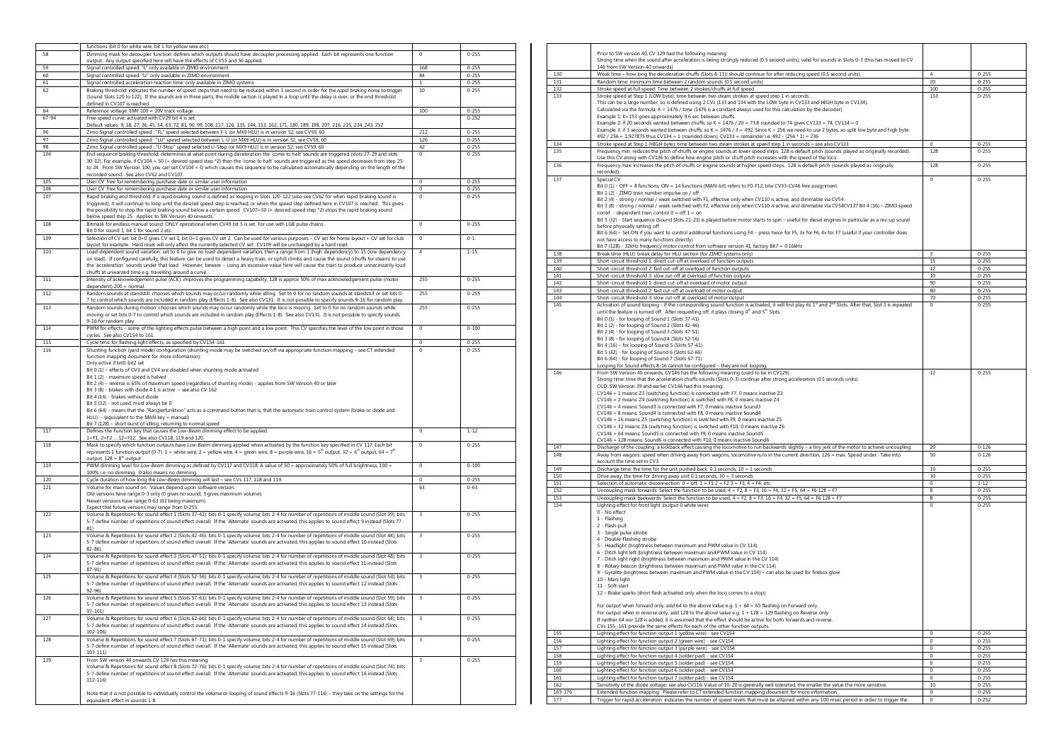| | functions (bit 0 for white wire, bit 1 for yellow wire etc.) | | |
|---|---|---|---|
| 58 | Dimming mask for decoupler function: defines which outputs should have decoupler processing applied. Each bit represents one function output. Any output specified here will have the effects of CV55 and 56 applied. | 0 | 0-255 |
| 59 | Signal controlled speed: "L" only available in ZIMO environment | 168 | 0-255 |
| 60 | Signal controlled speed: "U" only available in ZIMO environment | 84 | 0-255 |
| 61 | Signal controlled acceleration reaction time: only available in ZIMO systems | 1 | 0-255 |
| 62 | Braking threshold: indicates the number of speed steps that need to be reduced within 1 second in order for the *rapid braking* noise to trigger (Sound Slots 120 to 122). If the sounds are in three parts, the middle section is played in a loop until the delay is over, or the end threshold defined in CV107 is reached. | 10 | 0-255 |
| 64 | Reference voltage: EMF 100 = 20V track voltage | 100 | 0-255 |
| 67-94 | Free speed curve: activated with CV29 bit 4 is set. Default values: 9, 18, 27, 36, 45, 54, 63, 72, 81, 90, 99, 108, 117, 126, 135, 144, 153, 162, 171, 180, 189, 198, 207, 216, 225, 234, 243, 252 | | 0-252 |
| 96 | Zimo Signal controlled speed : "FL" speed selected between F-L (or MX9 HLU) is in version 52, see CV59, 60 | 212 | 0-255 |
| 97 | Zimo Signal controlled speed : "LU" speed selected between L-U (or MX9 HLU) is in version 52, see CV59, 60 | 126 | 0-255 |
| 98 | Zimo Signal controlled speed : "U-Stop" (or MX9 HLU) is in version 52, see CV59, 60 | 42 | 0-255 |
| 104 | End sequence braking threshold: determines at what point during deceleration the 'come to halt' sounds are triggered (slots 27-29 and slots 30-32). For example, if CV104 = 50 (= desired speed step \*2) then the 'come to halt' sounds are triggered as the speed decreases from step 25 to 24. From SW Version 100, you can set CV104 = 0, which causes this sequence to be calculated automatically depending on the length of the recorded sound. See also CV62 and CV107. | 0 | 0-255 |
| 105 | User CV: free for remembering purchase date or similar user information | 0 | 0-255 |
| 106 | User CV: free for remembering purchase date or similar user information | 0 | 0-255 |
| 107 | Rapid braking end threshold: if a rapid braking sound is defined as looping in Slots 120-122 (also see CV62 for when rapid braking sound is triggered), it will continue to loop until the desired speed step is reached, or when the speed step defined here in CV107 is reached. This gives the possibility to stop the rapid braking sound below a certain speed. CV107=50 (= desired speed step \*2) stops the rapid braking sound below speed step 25. Applies to SW Version 40 onwards. | 0 | 0-255 |
| 108 | Bitmask for endless manual sound: ONLY operational when CV49 bit 5 is set. For use with LGB pulse chains. Bit 0 for sound 1; bit 1 for sound 2 etc. | 0 | 0-255 |
| 109 | Selection of CV set: bit 0=0 gives CV set 1; bit 0=1 gives CV set 2. Can be used for various purposes – CV set for home layout + CV set for club layout for example. Hard reset will only affect the currently selected CV set. CV109 will be unchanged by a hard reset. | 0 | 0-1 |
| 110 | Load-dependent sound variation: set to 0 to give no load-dependent variation; then a range from 1 (high dependency) to 15 (low dependency on load). If configured carefully, this feature can be used to detect a heavy train, or uphill climbs and cause the sound (chuffs for steam) to use the 'acceleration' sounds under that load. However, beware – using an excessive value here will cause the train to produce unnecessarily loud chuffs at unwanted time e.g. travelling around a curve. | 4 | 1-15 |
| 111 | Intensity of acknowledgement pulse (ACK): improves the programming capability, 128 is approx 50% of max acknowledgement pulse (motor dependent) 200 = normal. | 255 | 0-255 |
| 112 | Random sounds at standstill: chooses which sounds may occur randomly while idling. Set to 0 for no random sounds at standstill or set bits 0-7 to control which sounds are included in random play (Effects 1-8). See also CV131. It is not possible to specify sounds 9-16 for random play. | 255 | 0-255 |
| 113 | Random sounds during motion: chooses which sounds may occur randomly while the loco is moving. Set to 0 for no random sounds while moving or set bits 0-7 to control which sounds are included in random play (Effects 1-8). See also CV131. It is not possible to specify sounds 9-16 for random play. | 255 | 0-255 |
| 114 | PWM for effects – some of the lighting effects pulse between a high point and a low point. This CV specifies the level of the low point in those cycles. See also CV154 to 161. | 0 | 0-100 |
| 115 | Cycle time for flashing light effects, as specified by CV154-161 | 0 | 0-255 |
| 116 | Shunting function (yard mode) configuration (shunting mode may be switched on/off via appropriate function mapping – see CT extended function mapping document for more information):<br>Only active if bit0-bit2 set<br>Bit 0 (1) – effects of CV3 and CV4 are disabled when shunting mode activated<br>Bit 1 (2) - maximum speed is halved<br>Bit 2 (4) – reverse is 65% of maximum speed (regardless of shunting mode) - applies from SW Version 40 or later<br>Bit 3 (8) - brakes with diode 4:1 is active – see also CV 162<br>Bit 4 (16) - brakes without diode<br>Bit 5 (32) - not used, must always be 0<br>Bit 6 (64) - means that the "Rangierfunktion" acts as a command button that is, that the automatic train control system (brake or diode and HLU) - (equivalent to the MAN key = manual)<br>Bit 7 (128) – short burst of idling, returning to normal speed | 0 | 0-255 |
| 117 | Defines the Function key that causes the *Low-Beam* dimming effect to be applied.<br>1=F1, 2=F2 ... 12=F12. See also CV118, 119 and 120. | 0 | 1-12 |
| 118 | Mask to specify which function outputs have *Low-Beam* dimming applied when activated by the function key specified in CV 117. Each bit represents 1 function output (0-7). 1 = white wire, 2 = yellow wire, 4 = green wire, 8 = purple wire, 16 = 5th output, 32 = 6th output, 64 = 7th output, 128 = 8th output | 0 | 0-255 |
| 119 | PWM dimming level for *Low-Beam* dimming as defined by CV117 and CV118. A value of 50 = approximately 50% of full brightness, 100 = 100% i.e. no dimming. 0 also means no dimming. | 0 | 0-100 |
| 120 | Cycle duration of how long the *Low-Beam* dimming will last – see CVs 117, 118 and 119. | 0 | 0-255 |
| 121 | Volume for main sound on. Values depend upon software version:<br>Old versions have range 0-3 only (0 gives no sound, 3 gives maximum volume).<br>Newer versions have range 0-63 (63 being maximum).<br>Expect that future versions may range from 0-255. | 63 | 0-63 |
| 122 | Volume & Repetitions for sound effect 1 (Slots 37-41); bits 0-1 specify volume; bits 2-4 for number of repetitions of middle sound (Slot 39); bits 5-7 define number of repetitions of sound effect overall. If the 'Alternate' sounds are activated, this applies to sound effect 9 instead (Slots 77-81) | 3 | 0-255 |
| 123 | Volume & Repetitions for sound effect 2 (Slots 42-46); bits 0-1 specify volume; bits 2-4 for number of repetitions of middle sound (Slot 44); bits 5-7 define number of repetitions of sound effect overall. If the 'Alternate' sounds are activated, this applies to sound effect 10 instead (Slots 82-86) | 3 | 0-255 |
| 124 | Volume & Repetitions for sound effect 3 (Slots 47-51); bits 0-1 specify volume; bits 2-4 for number of repetitions of middle sound (Slot 48); bits 5-7 define number of repetitions of sound effect overall. If the 'Alternate' sounds are activated, this applies to sound effect 11 instead (Slots 87-91) | 3 | 0-255 |
| 125 | Volume & Repetitions for sound effect 4 (Slots 52-56); bits 0-1 specify volume; bits 2-4 for number of repetitions of middle sound (Slot 54); bits 5-7 define number of repetitions of sound effect overall. If the 'Alternate' sounds are activated, this applies to sound effect 12 instead (Slots 92-96) | 3 | 0-255 |
| 126 | Volume & Repetitions for sound effect 5 (Slots 57-61); bits 0-1 specify volume; bits 2-4 for number of repetitions of middle sound (Slot 59); bits 5-7 define number of repetitions of sound effect overall. If the 'Alternate' sounds are activated, this applies to sound effect 13 instead (Slots 97-101) | 3 | 0-255 |
| 127 | Volume & Repetitions for sound effect 6 (Slots 62-66); bits 0-1 specify volume; bits 2-4 for number of repetitions of middle sound (Slot 64); bits 5-7 define number of repetitions of sound effect overall. If the 'Alternate' sounds are activated, this applies to sound effect 14 instead (Slots 102-106) | 3 | 0-255 |
| 128 | Volume & Repetitions for sound effect 7 (Slots 67-71); bits 0-1 specify volume; bits 2-4 for number of repetitions of middle sound (Slot 69); bits 5-7 define number of repetitions of sound effect overall. If the 'Alternate' sounds are activated, this applies to sound effect 15 instead (Slots 107-111) | 3 | 0-255 |
| 129 | From SW version 40 onwards CV 129 has this meaning:<br>Volume & Repetitions for sound effect 8 (Slots 72-76); bits 0-1 specify volume; bits 2-4 for number of repetitions of middle sound (Slot 74); bits 5-7 define number of repetitions of sound effect overall. If the 'Alternate' sounds are activated, this applies to sound effect 16 instead (Slots 112-116)<br><br>Note that it is not possible to individually control the volume or looping of sound effects 9-16 (Slots 77-116) – they take on the settings for the equivalent effect in sounds 1-8. | 3 | 0-255 |
| | Prior to SW version 40, CV 129 had the following meaning:<br>Strong time when the sound after acceleration is being strongly reduced (0.5 second units), valid for sounds in Slots 0-3 (this has moved to CV 146 from SW Version 40 onwards) | | |
| 130 | Weak time – how long the deceleration chuffs (Slots 8-11)) should continue for after reducing speed (0.5 second units). | 4 | 0-255 |
| 131 | Random time: minimum time between 2 random sounds (0.5 second units) | 20 | 0-255 |
| 132 | Stroke speed at full speed: Time between 2 strokes/chuffs at full speed | 100 | 0-255 |
| 133 | Stroke speed at Step 1 (LOW byte): time between two steam strokes at speed step 1 in seconds.<br>This can be a large number, so is defined using 2 CVs (133 and 134 with the LOW byte in CV133 and HIGH byte in CV134).<br>Calculated via the formula: K = 1476 / time (1476 is a constant always used for this calculation by the decoder)<br>Example 1: K=153 gives approximately 9.6 sec between chuffs<br>Example 2: if 20 seconds wanted between chuffs, so K = 1476 / 20 = 73.8 rounded to 74 gives CV133 = 74, CV134 = 0<br>Example 3: if 3 seconds wanted between chuffs, so K = 1476 / 3 = 492. Since K > 256 we need to use 2 bytes, so split low byte and high byte: 492 / 256 = 1.927875 thus CV134 = 1 (rounded down), CV133 = remainder i.e. 492 - (256 \* 1) = 236 | 153 | 0-255 |
| 134 | Stroke speed at Step 1 (HIGH byte): time between two steam strokes at speed step 1 in seconds – see also CV133. | 0 | 0-255 |
| 135 | Frequency min: reduces the pitch of chuffs or engine sounds at lower speed steps. 128 is default pitch (sounds played as originally recorded).<br>Use this CV along with CV136 to define how engine pitch or chuff pitch increases with the speed of the loco. | 128 | 0-255 |
| 136 | Frequency max: increases the pitch of chuffs or engine sounds at higher speed steps. 128 is default pitch (sounds played as originally recorded). | 128 | 0-255 |
| 137 | Special CV<br>Bit 0 (1) - OFF = 8 functions, ON = 14 functions (MAN-bit) refers to F0-F12, btw CV33-CV46 free assignment.<br>Bit 1 (2) - ZIMO train number impulse on / off<br>Bit 2 (4) - strong / normal / weak switched with F1, effective only when CV110 is active, and dimmable via CV54<br>Bit 3 (8) - strong / normal / weak switched with F2, effective only when CV110 is active, and dimmable via CV54CV137 Bit 4 (16) – ZIMO speed contrl - dependent train control 0 = off 1 = on<br>Bit 5 (32) - Start sequence (Sound Slots 21-23) is played before motor starts to spin – useful for diesel engines in particular as a rev-up sound before physically setting off<br>Bit 6 (64) – Set ON if you want to control additional functions using F4 – press twice for F5, 3x for F6, 4x for F7 (useful if your controller does not have access to many functions directly)<br>Bit 7 (128) - 32kHz frequency motor control from software version 41, factory Bit7 = 0 16kHz | 0 | 0-255 |
| 138 | Break time (HLU): break delay for HLU section (for ZIMO systems only) | 3 | 0-255 |
| 139 | Short-circuit threshold 1: direct cut-off at overload of function outputs | 15 | 0-255 |
| 140 | Short-circuit threshold 2: fast cut-off at overload of function outputs | 12 | 0-255 |
| 141 | Short-circuit threshold 3: slow cut-off at overload of function outputs | 10 | 0-255 |
| 142 | Short-circuit threshold 1: direct cut-off at overload of motor output | 90 | 0-255 |
| 143 | Short-circuit threshold 2: fast cut-off at overload of motor output | 80 | 0-255 |
| 144 | Short-circuit threshold 3: slow cut-off at overload of motor output | 70 | 0-255 |
| 145 | Activation of sound looping - if the corresponding sound function is activated, it will first play its 1st and 2nd Slots. After that, Slot 3 is repeated until the feature is turned off. After requesting off, it plays closing 4th and 5th Slots.<br>Bit 0 (1) - for looping of Sound 1 (Slots 37-41)<br>Bit 1 (2) - for looping of Sound 2 (Slots 42-46)<br>Bit 2 (4) - for looping of Sound 3 (Slots 47-51)<br>Bit 3 (8) - for looping of Sound 4 (Slots 52-56)<br>Bit 4 (16) – for looping of Sound 5 (Slots 57-61)<br>Bit 5 (32) - for looping of Sound 6 (Slots 62-66)<br>Bit 6 (64) - for looping of Sound 7 (Slots 67-71)<br>Looping for Sound effects 8-16 cannot be configured – they are not looping. | 0 | 0-255 |
| 146 | From SW Version 40 onwards, CV146 has the following meaning (used to be in CV129):<br>Strong time: time that the acceleration chuffs sounds (Slots 0-3) continue after strong acceleration (0.5 seconds units).<br>OLD: SW Version 39 and earlier CV146 had this meaning:<br>CV146 = 1 means Z3 (switching function) is connected with F7, 0 means inactive Z3<br>CV146 = 2 means Z4 (switching function) is switched with F8, 0 means inactive Z4<br>CV146 = 4 means Sound3 is connected with F7, 0 means inactive Sound3<br>CV146 = 8 means Sound4 is connected with F8, 0 means inactive Sound4<br>CV146 = 16 means Z5 (switching function) is switched with F9, 0 means inactive Z5<br>CV146 = 32 means Z6 (switching function) is switched with F10, 0 means inactive Z6<br>CV146 = 64 means Sound5 is connected with F9, 0 means inactive Sound5<br>CV146 = 128 means Sound6 is connected with F10, 0 means inactive Sound6 | 12 | 0-255 |
| 147 | Discharge of the coupling: a kickback effect causing the locomotive to run backwards slightly – a tiny jerk of the motor to achieve uncoupling. | 20 | 0-126 |
| 148 | Away from wagons: speed when driving away from wagons, locomotive runs in the current direction, 126 = max. Speed under. Take into account the time set in CV3. | 50 | 0-126 |
| 149 | Discharge time: the time for the unit pushed back. 0.1 seconds, 10 = 1 seconds | 10 | 0-255 |
| 150 | Drive away: the time for driving away unit 0.1 seconds, 30 = 3 seconds | 30 | 0-255 |
| 151 | Selection of automatic disconnection: 0 = off, 1 = F1, 2 = F2 3 = F3, 4 = F4, etc. | 0 | 1-12 |
| 152 | Uncoupling mask forwards: Select the function to be used, 4 = F2, 8 = F3, 16 = F4, 32 = F5, 64 = F6 128 = F7 | 8 | 0-255 |
| 153 | Uncoupling mask backwards: Select the function to be used, 4 = F2, 8 = F3, 16 = F4, 32 = F5, 64 = F6 128 = F7 | 8 | 0-255 |
| 154 | Lighting effect for front light (output 0 white wire):<br>0 - No effect<br>1 - Flashing<br>2 - Flash-pull<br>3 - Single pulse strobe<br>4 - Double Flashing strobe<br>5 - Headlight (brightness between maximum and PWM value in CV 114)<br>6 - Ditch light left (brightness between maximum and PWM value in CV 114)<br>7 - Ditch light right (brightness between maximum and PWM value in the CV 114)<br>8 - Rotary beacon (brightness between maximum and PWM value in the CV 114)<br>9 - Gyralite (brightness between maximum and PWM value in the CV 114) – can also be used for firebox glow<br>10 - Mars light<br>11 - Soft-start<br>12 – Brake sparks (short flash activated only when the loco comes to a stop)<br><br>For output when forward only, add 64 to the above value e.g. 1 + 64 = 65 flashing on Forward only.<br>For output when in reverse only, add 128 to the above value e.g. 1 + 128 = 129 flashing on Reverse only.<br>If neither 64 nor 128 is added, it is assumed that the effect should be active for both forwards and reverse.<br>CVs 155 -161 provide the same effects for each of the other function outputs. | 0 | 0-255 |
| 155 | Lighting effect for function output 1 (yellow wire) - see CV154 | 0 | 0-255 |
| 156 | Lighting effect for function output 2 (green wire) - see CV154 | 0 | 0-255 |
| 157 | Lighting effect for function output 3 (purple wire) - see CV154 | 0 | 0-255 |
| 158 | Lighting effect for function output 4 (solder pad) - see CV154 | 0 | 0-255 |
| 159 | Lighting effect for function output 5 (solder pad) - see CV154 | 0 | 0-255 |
| 160 | Lighting effect for function output 6 (solder pad) - see CV154 | 0 | 0-255 |
| 161 | Lighting effect for function output 7 (solder pad) - see CV154 | 0 | 0-255 |
| 162 | Sensitivity of the diode voltage: see also CV116. Value of 10-20 is generally well tolerated, the smaller the value the more sensitive. | 10 | 0-255 |
| 163-176 | Extended function mapping: Please refer to CT extended function mapping document for more information. | 0 | 0-255 |
| 177 | Trigger for rapid acceleration: indicates the number of speed levels that must be attained within any 100 msec period in order to trigger the | 0 | 0-252 |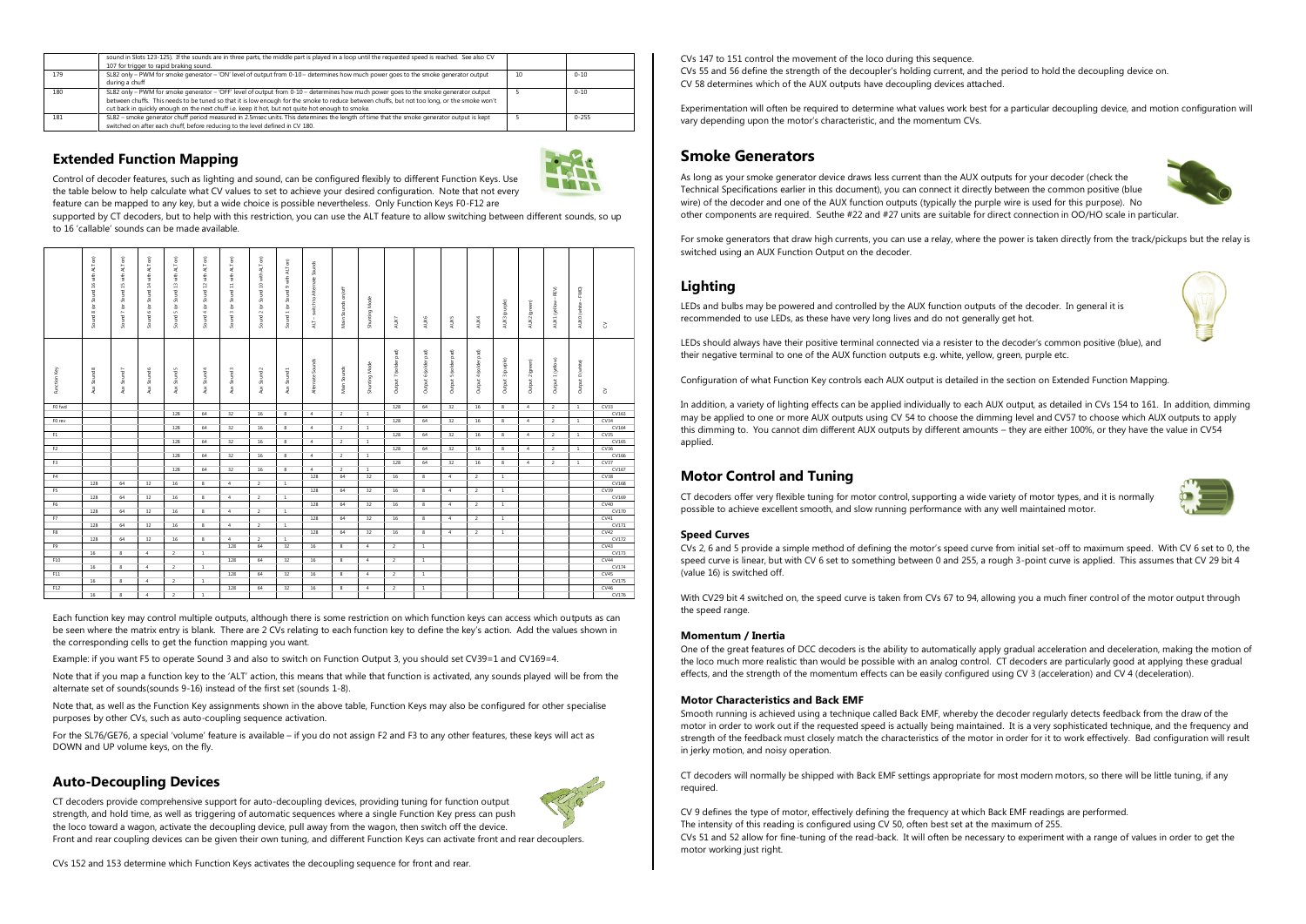| CV | Description | Default | Range |
|---|---|---|---|
| | sound in Slots 123-125). If the sounds are in three parts, the middle part is played in a loop until the requested speed is reached. See also CV 107 for trigger to rapid braking sound. | | |
| 179 | SL82 only – PWM for smoke generator – 'ON' level of output from 0-10 – determines how much power goes to the smoke generator output during a chuff | 10 | 0-10 |
| 180 | SL82 only – PWM for smoke generator – 'OFF' level of output from 0-10 – determines how much power goes to the smoke generator output between chuffs. This needs to be tuned so that it is low enough for the smoke to reduce between chuffs, but not too long, or the smoke won't cut back in quickly enough on the next chuff i.e. keep it hot, but not quite hot enough to smoke. | 5 | 0-10 |
| 181 | SL82 – smoke generator chuff period measured in 2.5msec units. This determines the length of time that the smoke generator output is kept switched on after each chuff, before reducing to the level defined in CV 180. | 5 | 0-255 |

## Extended Function Mapping

Control of decoder features, such as lighting and sound, can be configured flexibly to different Function Keys. Use the table below to help calculate what CV values to set to achieve your desired configuration. Note that not every feature can be mapped to any key, but a wide choice is possible nevertheless. Only Function Keys F0-F12 are supported by CT decoders, but to help with this restriction, you can use the ALT feature to allow switching between different sounds, so up to 16 'callable' sounds can be made available.

| | Sound 8 (or Sound 16 with ALT on) | Sound 7 (or Sound 15 with ALT on) | Sound 6 (or Sound 14 with ALT on) | Sound 5 (or Sound 13 with ALT on) | Sound 4 (or Sound 12 with ALT on) | Sound 3 (or Sound 11 with ALT on) | Sound 2 (or Sound 10 with ALT on) | Sound 1 (or Sound 9 with ALT on) | ALT – switch to Alternate Sounds | Main Sounds on/off | Shunting Mode | AUX7 | AUX6 | AUX5 | AUX4 | AUX3 (purple) | AUX2 (green) | AUX1 (yellow – REV) | AUX0 (white – FWD) | CV |
|---|---|---|---|---|---|---|---|---|---|---|---|---|---|---|---|---|---|---|---|---|
| Function Key | Aux Sound 8 | Aux Sound 7 | Aux Sound 6 | Aux Sound 5 | Aux Sound 4 | Aux Sound 3 | Aux Sound 2 | Aux Sound 1 | Alternate Sounds | Main Sounds | Shunting Mode | Output 7 (solder pad) | Output 6 (solder pad) | Output 5 (solder pad) | Output 4 (solder pad) | Output 3 (purple) | Output 2 (green) | Output 1 (yellow) | Output 0 (white) | CV |
| F0 fwd | | | | | | | | | | | | 128 | 64 | 32 | 16 | 8 | 4 | 2 | 1 | CV33 |
| | | | | 128 | 64 | 32 | 16 | 8 | 4 | 2 | 1 | | | | | | | | | CV163 |
| F0 rev | | | | | | | | | | | | 128 | 64 | 32 | 16 | 8 | 4 | 2 | 1 | CV34 |
| | | | | 128 | 64 | 32 | 16 | 8 | 4 | 2 | 1 | | | | | | | | | CV164 |
| F1 | | | | | | | | | | | | 128 | 64 | 32 | 16 | 8 | 4 | 2 | 1 | CV35 |
| | | | | 128 | 64 | 32 | 16 | 8 | 4 | 2 | 1 | | | | | | | | | CV165 |
| F2 | | | | | | | | | | | | 128 | 64 | 32 | 16 | 8 | 4 | 2 | 1 | CV36 |
| | | | | 128 | 64 | 32 | 16 | 8 | 4 | 2 | 1 | | | | | | | | | CV166 |
| F3 | | | | | | | | | | | | 128 | 64 | 32 | 16 | 8 | 4 | 2 | 1 | CV37 |
| | | | | 128 | 64 | 32 | 16 | 8 | 4 | 2 | 1 | | | | | | | | | CV167 |
| F4 | | | | | | | | | 128 | 64 | 32 | 16 | 8 | 4 | 2 | 1 | | | | CV38 |
| | 128 | 64 | 32 | 16 | 8 | 4 | 2 | 1 | | | | | | | | | | | | CV168 |
| F5 | | | | | | | | | 128 | 64 | 32 | 16 | 8 | 4 | 2 | 1 | | | | CV39 |
| | 128 | 64 | 32 | 16 | 8 | 4 | 2 | 1 | | | | | | | | | | | | CV169 |
| F6 | | | | | | | | | 128 | 64 | 32 | 16 | 8 | 4 | 2 | 1 | | | | CV40 |
| | 128 | 64 | 32 | 16 | 8 | 4 | 2 | 1 | | | | | | | | | | | | CV170 |
| F7 | | | | | | | | | 128 | 64 | 32 | 16 | 8 | 4 | 2 | 1 | | | | CV41 |
| | 128 | 64 | 32 | 16 | 8 | 4 | 2 | 1 | | | | | | | | | | | | CV171 |
| F8 | | | | | | | | | 128 | 64 | 32 | 16 | 8 | 4 | 2 | 1 | | | | CV42 |
| | 128 | 64 | 32 | 16 | 8 | 4 | 2 | 1 | | | | | | | | | | | | CV172 |
| F9 | | | | | | 128 | 64 | 32 | 16 | 8 | 4 | 2 | 1 | | | | | | | CV43 |
| | 16 | 8 | 4 | 2 | 1 | | | | | | | | | | | | | | | CV173 |
| F10 | | | | | | 128 | 64 | 32 | 16 | 8 | 4 | 2 | 1 | | | | | | | CV44 |
| | 16 | 8 | 4 | 2 | 1 | | | | | | | | | | | | | | | CV174 |
| F11 | | | | | | 128 | 64 | 32 | 16 | 8 | 4 | 2 | 1 | | | | | | | CV45 |
| | 16 | 8 | 4 | 2 | 1 | | | | | | | | | | | | | | | CV175 |
| F12 | | | | | | 128 | 64 | 32 | 16 | 8 | 4 | 2 | 1 | | | | | | | CV46 |
| | 16 | 8 | 4 | 2 | 1 | | | | | | | | | | | | | | | CV176 |

Each function key may control multiple outputs, although there is some restriction on which function keys can access which outputs as can be seen where the matrix entry is blank. There are 2 CVs relating to each function key to define the key's action. Add the values shown in the corresponding cells to get the function mapping you want.

Example: if you want F5 to operate Sound 3 and also to switch on Function Output 3, you should set CV39=1 and CV169=4.

Note that if you map a function key to the 'ALT' action, this means that while that function is activated, any sounds played will be from the alternate set of sounds(sounds 9-16) instead of the first set (sounds 1-8).

Note that, as well as the Function Key assignments shown in the above table, Function Keys may also be configured for other specialise purposes by other CVs, such as auto-coupling sequence activation.

For the SL76/GE76, a special 'volume' feature is available – if you do not assign F2 and F3 to any other features, these keys will act as DOWN and UP volume keys, on the fly.

## Auto-Decoupling Devices

CT decoders provide comprehensive support for auto-decoupling devices, providing tuning for function output strength, and hold time, as well as triggering of automatic sequences where a single Function Key press can push the loco toward a wagon, activate the decoupling device, pull away from the wagon, then switch off the device. Front and rear coupling devices can be given their own tuning, and different Function Keys can activate front and rear decouplers.

CVs 152 and 153 determine which Function Keys activates the decoupling sequence for front and rear.

CVs 147 to 151 control the movement of the loco during this sequence.

CVs 55 and 56 define the strength of the decoupler's holding current, and the period to hold the decoupling device on.

CV 58 determines which of the AUX outputs have decoupling devices attached.

Experimentation will often be required to determine what values work best for a particular decoupling device, and motion configuration will vary depending upon the motor's characteristic, and the momentum CVs.

## Smoke Generators

As long as your smoke generator device draws less current than the AUX outputs for your decoder (check the Technical Specifications earlier in this document), you can connect it directly between the common positive (blue wire) of the decoder and one of the AUX function outputs (typically the purple wire is used for this purpose). No other components are required. Seuthe #22 and #27 units are suitable for direct connection in OO/HO scale in particular.

For smoke generators that draw high currents, you can use a relay, where the power is taken directly from the track/pickups but the relay is switched using an AUX Function Output on the decoder.

## Lighting

LEDs and bulbs may be powered and controlled by the AUX function outputs of the decoder. In general it is recommended to use LEDs, as these have very long lives and do not generally get hot.

LEDs should always have their positive terminal connected via a resister to the decoder's common positive (blue), and their negative terminal to one of the AUX function outputs e.g. white, yellow, green, purple etc.

Configuration of what Function Key controls each AUX output is detailed in the section on Extended Function Mapping.

In addition, a variety of lighting effects can be applied individually to each AUX output, as detailed in CVs 154 to 161. In addition, dimming may be applied to one or more AUX outputs using CV 54 to choose the dimming level and CV57 to choose which AUX outputs to apply this dimming to. You cannot dim different AUX outputs by different amounts – they are either 100%, or they have the value in CV54 applied.

## Motor Control and Tuning

CT decoders offer very flexible tuning for motor control, supporting a wide variety of motor types, and it is normally possible to achieve excellent smooth, and slow running performance with any well maintained motor.

### Speed Curves

CVs 2, 6 and 5 provide a simple method of defining the motor's speed curve from initial set-off to maximum speed. With CV 6 set to 0, the speed curve is linear, but with CV 6 set to something between 0 and 255, a rough 3-point curve is applied. This assumes that CV 29 bit 4 (value 16) is switched off.

With CV29 bit 4 switched on, the speed curve is taken from CVs 67 to 94, allowing you a much finer control of the motor output through the speed range.

### Momentum / Inertia

One of the great features of DCC decoders is the ability to automatically apply gradual acceleration and deceleration, making the motion of the loco much more realistic than would be possible with an analog control. CT decoders are particularly good at applying these gradual effects, and the strength of the momentum effects can be easily configured using CV 3 (acceleration) and CV 4 (deceleration).

### Motor Characteristics and Back EMF

Smooth running is achieved using a technique called Back EMF, whereby the decoder regularly detects feedback from the draw of the motor in order to work out if the requested speed is actually being maintained. It is a very sophisticated technique, and the frequency and strength of the feedback must closely match the characteristics of the motor in order for it to work effectively. Bad configuration will result in jerky motion, and noisy operation.

CT decoders will normally be shipped with Back EMF settings appropriate for most modern motors, so there will be little tuning, if any required.

CV 9 defines the type of motor, effectively defining the frequency at which Back EMF readings are performed.
The intensity of this reading is configured using CV 50, often best set at the maximum of 255.
CVs 51 and 52 allow for fine-tuning of the read-back. It will often be necessary to experiment with a range of values in order to get the motor working just right.